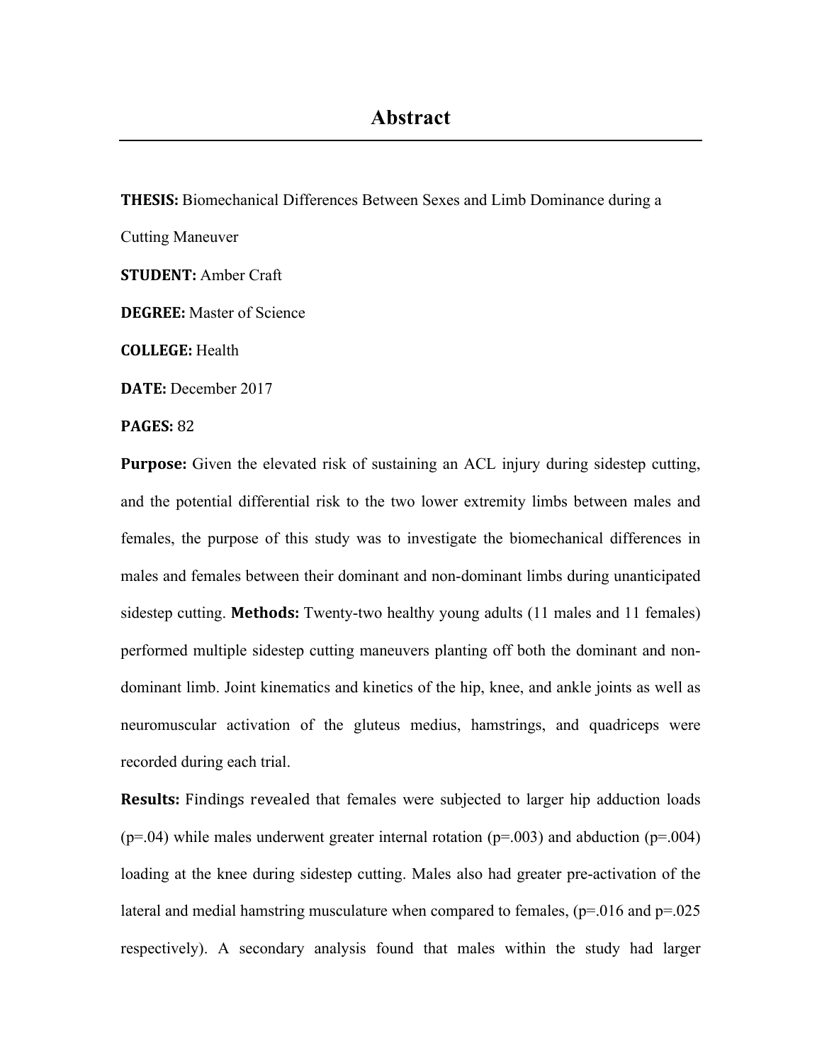# Abstract

**THESIS:** Biomechanical Differences Between Sexes and Limb Dominance during a Cutting Maneuver

**STUDENT:** Amber Craft

**DEGREE:** Master of Science

**COLLEGE:** Health

**DATE:** December 2017

**PAGES:** 82

**Purpose:** Given the elevated risk of sustaining an ACL injury during sidestep cutting, and the potential differential risk to the two lower extremity limbs between males and females, the purpose of this study was to investigate the biomechanical differences in males and females between their dominant and non-dominant limbs during unanticipated sidestep cutting. **Methods:** Twenty-two healthy young adults (11 males and 11 females) performed multiple sidestep cutting maneuvers planting off both the dominant and non-dominant limb. Joint kinematics and kinetics of the hip, knee, and ankle joints as well as neuromuscular activation of the gluteus medius, hamstrings, and quadriceps were recorded during each trial.

**Results:** Findings revealed that females were subjected to larger hip adduction loads ($p=.04$) while males underwent greater internal rotation ($p=.003$) and abduction ($p=.004$) loading at the knee during sidestep cutting. Males also had greater pre-activation of the lateral and medial hamstring musculature when compared to females, ($p=.016$ and $p=.025$ respectively). A secondary analysis found that males within the study had larger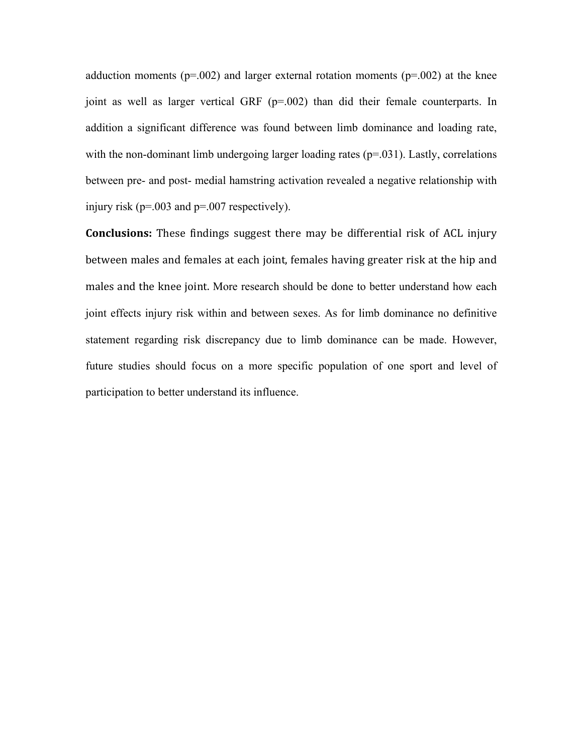adduction moments ($p=.002$) and larger external rotation moments ($p=.002$) at the knee joint as well as larger vertical GRF ($p=.002$) than did their female counterparts. In addition a significant difference was found between limb dominance and loading rate, with the non-dominant limb undergoing larger loading rates ($p=.031$). Lastly, correlations between pre- and post- medial hamstring activation revealed a negative relationship with injury risk ($p=.003$ and $p=.007$ respectively).

**Conclusions:** These findings suggest there may be differential risk of ACL injury between males and females at each joint, females having greater risk at the hip and males and the knee joint. More research should be done to better understand how each joint effects injury risk within and between sexes. As for limb dominance no definitive statement regarding risk discrepancy due to limb dominance can be made. However, future studies should focus on a more specific population of one sport and level of participation to better understand its influence.